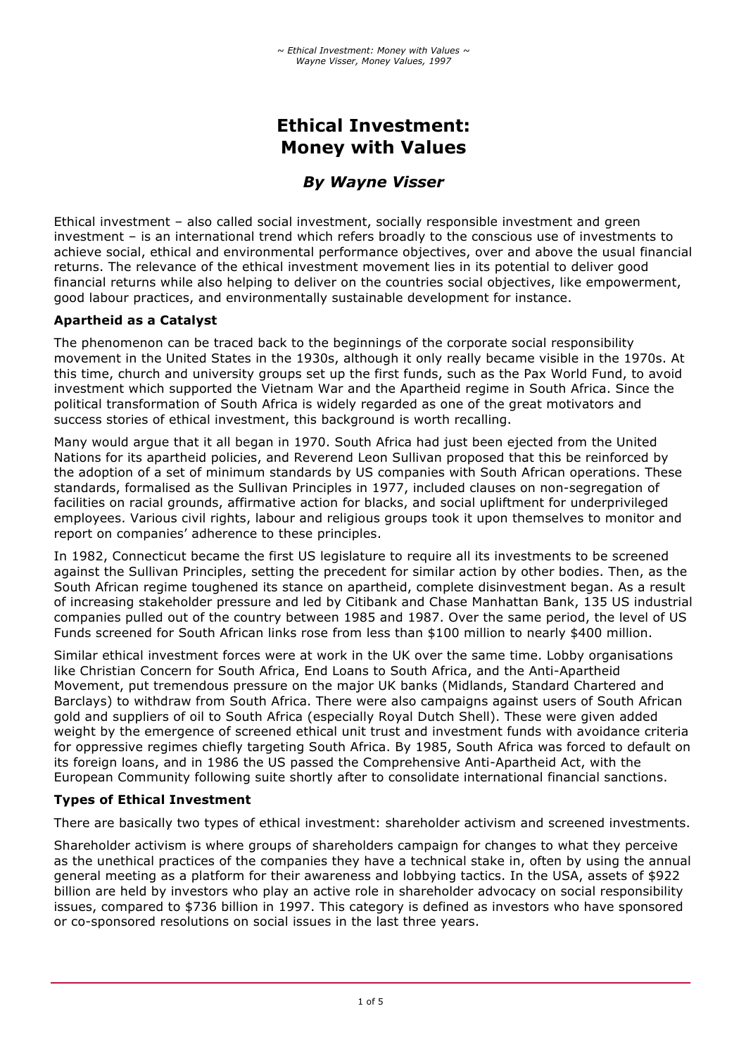# Ethical Investment: Money with Values

## *By Wayne Visser*

Ethical investment – also called social investment, socially responsible investment and green investment – is an international trend which refers broadly to the conscious use of investments to achieve social, ethical and environmental performance objectives, over and above the usual financial returns. The relevance of the ethical investment movement lies in its potential to deliver good financial returns while also helping to deliver on the countries social objectives, like empowerment, good labour practices, and environmentally sustainable development for instance.

### Apartheid as a Catalyst

The phenomenon can be traced back to the beginnings of the corporate social responsibility movement in the United States in the 1930s, although it only really became visible in the 1970s. At this time, church and university groups set up the first funds, such as the Pax World Fund, to avoid investment which supported the Vietnam War and the Apartheid regime in South Africa. Since the political transformation of South Africa is widely regarded as one of the great motivators and success stories of ethical investment, this background is worth recalling.

Many would argue that it all began in 1970. South Africa had just been ejected from the United Nations for its apartheid policies, and Reverend Leon Sullivan proposed that this be reinforced by the adoption of a set of minimum standards by US companies with South African operations. These standards, formalised as the Sullivan Principles in 1977, included clauses on non-segregation of facilities on racial grounds, affirmative action for blacks, and social upliftment for underprivileged employees. Various civil rights, labour and religious groups took it upon themselves to monitor and report on companies' adherence to these principles.

In 1982, Connecticut became the first US legislature to require all its investments to be screened against the Sullivan Principles, setting the precedent for similar action by other bodies. Then, as the South African regime toughened its stance on apartheid, complete disinvestment began. As a result of increasing stakeholder pressure and led by Citibank and Chase Manhattan Bank, 135 US industrial companies pulled out of the country between 1985 and 1987. Over the same period, the level of US Funds screened for South African links rose from less than $100 million to nearly $400 million.

Similar ethical investment forces were at work in the UK over the same time. Lobby organisations like Christian Concern for South Africa, End Loans to South Africa, and the Anti-Apartheid Movement, put tremendous pressure on the major UK banks (Midlands, Standard Chartered and Barclays) to withdraw from South Africa. There were also campaigns against users of South African gold and suppliers of oil to South Africa (especially Royal Dutch Shell). These were given added weight by the emergence of screened ethical unit trust and investment funds with avoidance criteria for oppressive regimes chiefly targeting South Africa. By 1985, South Africa was forced to default on its foreign loans, and in 1986 the US passed the Comprehensive Anti-Apartheid Act, with the European Community following suite shortly after to consolidate international financial sanctions.

### Types of Ethical Investment

There are basically two types of ethical investment: shareholder activism and screened investments.

Shareholder activism is where groups of shareholders campaign for changes to what they perceive as the unethical practices of the companies they have a technical stake in, often by using the annual general meeting as a platform for their awareness and lobbying tactics. In the USA, assets of $922 billion are held by investors who play an active role in shareholder advocacy on social responsibility issues, compared to $736 billion in 1997. This category is defined as investors who have sponsored or co-sponsored resolutions on social issues in the last three years.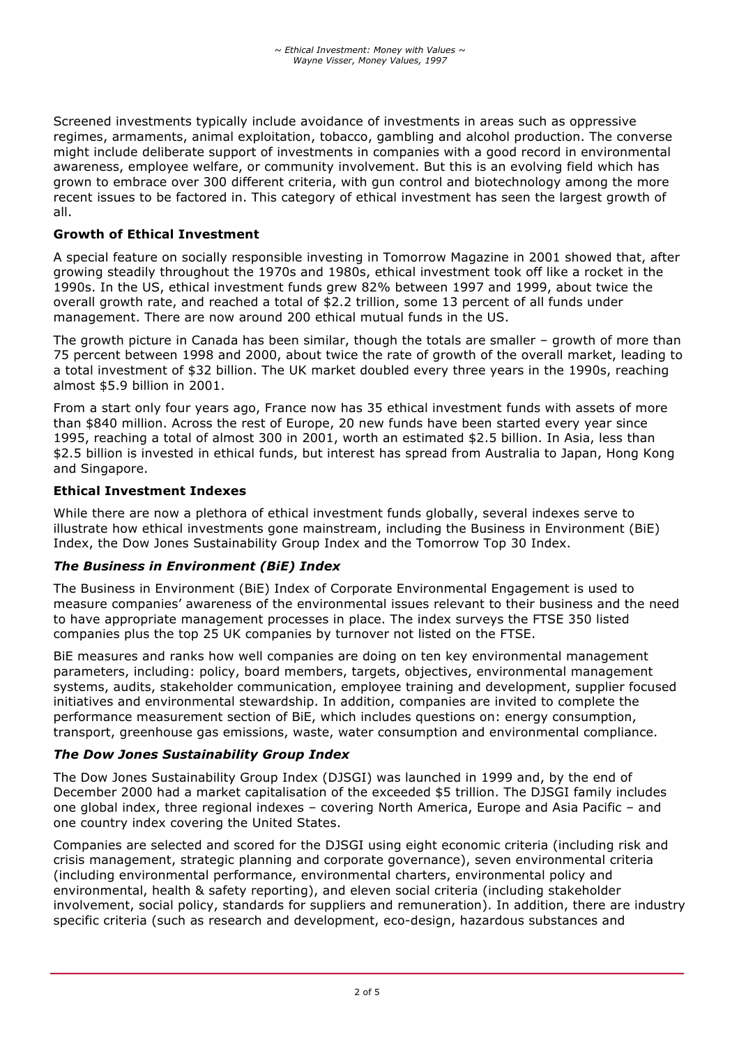Screened investments typically include avoidance of investments in areas such as oppressive regimes, armaments, animal exploitation, tobacco, gambling and alcohol production. The converse might include deliberate support of investments in companies with a good record in environmental awareness, employee welfare, or community involvement. But this is an evolving field which has grown to embrace over 300 different criteria, with gun control and biotechnology among the more recent issues to be factored in. This category of ethical investment has seen the largest growth of all.

### Growth of Ethical Investment

A special feature on socially responsible investing in Tomorrow Magazine in 2001 showed that, after growing steadily throughout the 1970s and 1980s, ethical investment took off like a rocket in the 1990s. In the US, ethical investment funds grew 82% between 1997 and 1999, about twice the overall growth rate, and reached a total of $2.2 trillion, some 13 percent of all funds under management. There are now around 200 ethical mutual funds in the US.

The growth picture in Canada has been similar, though the totals are smaller – growth of more than 75 percent between 1998 and 2000, about twice the rate of growth of the overall market, leading to a total investment of $32 billion. The UK market doubled every three years in the 1990s, reaching almost $5.9 billion in 2001.

From a start only four years ago, France now has 35 ethical investment funds with assets of more than $840 million. Across the rest of Europe, 20 new funds have been started every year since 1995, reaching a total of almost 300 in 2001, worth an estimated $2.5 billion. In Asia, less than $2.5 billion is invested in ethical funds, but interest has spread from Australia to Japan, Hong Kong and Singapore.

### Ethical Investment Indexes

While there are now a plethora of ethical investment funds globally, several indexes serve to illustrate how ethical investments gone mainstream, including the Business in Environment (BiE) Index, the Dow Jones Sustainability Group Index and the Tomorrow Top 30 Index.

#### *The Business in Environment (BiE) Index*

The Business in Environment (BiE) Index of Corporate Environmental Engagement is used to measure companies' awareness of the environmental issues relevant to their business and the need to have appropriate management processes in place. The index surveys the FTSE 350 listed companies plus the top 25 UK companies by turnover not listed on the FTSE.

BiE measures and ranks how well companies are doing on ten key environmental management parameters, including: policy, board members, targets, objectives, environmental management systems, audits, stakeholder communication, employee training and development, supplier focused initiatives and environmental stewardship. In addition, companies are invited to complete the performance measurement section of BiE, which includes questions on: energy consumption, transport, greenhouse gas emissions, waste, water consumption and environmental compliance.

#### *The Dow Jones Sustainability Group Index*

The Dow Jones Sustainability Group Index (DJSGI) was launched in 1999 and, by the end of December 2000 had a market capitalisation of the exceeded $5 trillion. The DJSGI family includes one global index, three regional indexes – covering North America, Europe and Asia Pacific – and one country index covering the United States.

Companies are selected and scored for the DJSGI using eight economic criteria (including risk and crisis management, strategic planning and corporate governance), seven environmental criteria (including environmental performance, environmental charters, environmental policy and environmental, health & safety reporting), and eleven social criteria (including stakeholder involvement, social policy, standards for suppliers and remuneration). In addition, there are industry specific criteria (such as research and development, eco-design, hazardous substances and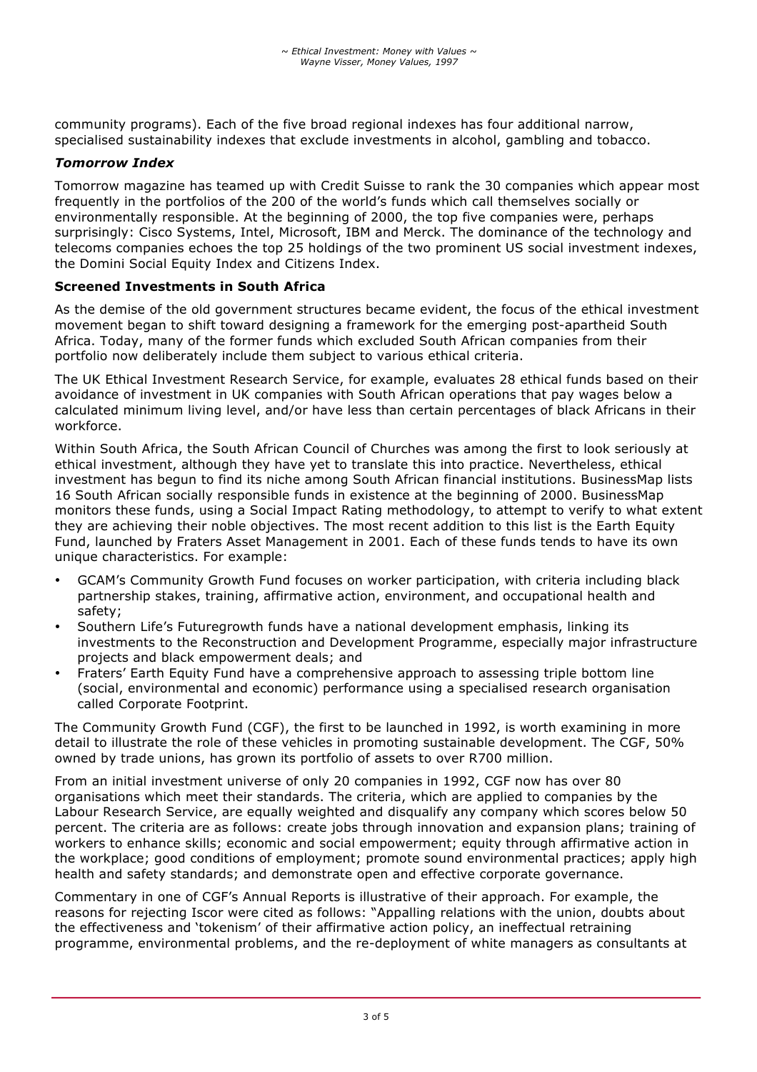community programs). Each of the five broad regional indexes has four additional narrow, specialised sustainability indexes that exclude investments in alcohol, gambling and tobacco.

### *Tomorrow Index*

Tomorrow magazine has teamed up with Credit Suisse to rank the 30 companies which appear most frequently in the portfolios of the 200 of the world's funds which call themselves socially or environmentally responsible. At the beginning of 2000, the top five companies were, perhaps surprisingly: Cisco Systems, Intel, Microsoft, IBM and Merck. The dominance of the technology and telecoms companies echoes the top 25 holdings of the two prominent US social investment indexes, the Domini Social Equity Index and Citizens Index.

### **Screened Investments in South Africa**

As the demise of the old government structures became evident, the focus of the ethical investment movement began to shift toward designing a framework for the emerging post-apartheid South Africa. Today, many of the former funds which excluded South African companies from their portfolio now deliberately include them subject to various ethical criteria.

The UK Ethical Investment Research Service, for example, evaluates 28 ethical funds based on their avoidance of investment in UK companies with South African operations that pay wages below a calculated minimum living level, and/or have less than certain percentages of black Africans in their workforce.

Within South Africa, the South African Council of Churches was among the first to look seriously at ethical investment, although they have yet to translate this into practice. Nevertheless, ethical investment has begun to find its niche among South African financial institutions. BusinessMap lists 16 South African socially responsible funds in existence at the beginning of 2000. BusinessMap monitors these funds, using a Social Impact Rating methodology, to attempt to verify to what extent they are achieving their noble objectives. The most recent addition to this list is the Earth Equity Fund, launched by Fraters Asset Management in 2001. Each of these funds tends to have its own unique characteristics. For example:

- GCAM's Community Growth Fund focuses on worker participation, with criteria including black partnership stakes, training, affirmative action, environment, and occupational health and safety;
- Southern Life's Futuregrowth funds have a national development emphasis, linking its investments to the Reconstruction and Development Programme, especially major infrastructure projects and black empowerment deals; and
- Fraters' Earth Equity Fund have a comprehensive approach to assessing triple bottom line (social, environmental and economic) performance using a specialised research organisation called Corporate Footprint.

The Community Growth Fund (CGF), the first to be launched in 1992, is worth examining in more detail to illustrate the role of these vehicles in promoting sustainable development. The CGF, 50% owned by trade unions, has grown its portfolio of assets to over R700 million.

From an initial investment universe of only 20 companies in 1992, CGF now has over 80 organisations which meet their standards. The criteria, which are applied to companies by the Labour Research Service, are equally weighted and disqualify any company which scores below 50 percent. The criteria are as follows: create jobs through innovation and expansion plans; training of workers to enhance skills; economic and social empowerment; equity through affirmative action in the workplace; good conditions of employment; promote sound environmental practices; apply high health and safety standards; and demonstrate open and effective corporate governance.

Commentary in one of CGF's Annual Reports is illustrative of their approach. For example, the reasons for rejecting Iscor were cited as follows: "Appalling relations with the union, doubts about the effectiveness and 'tokenism' of their affirmative action policy, an ineffectual retraining programme, environmental problems, and the re-deployment of white managers as consultants at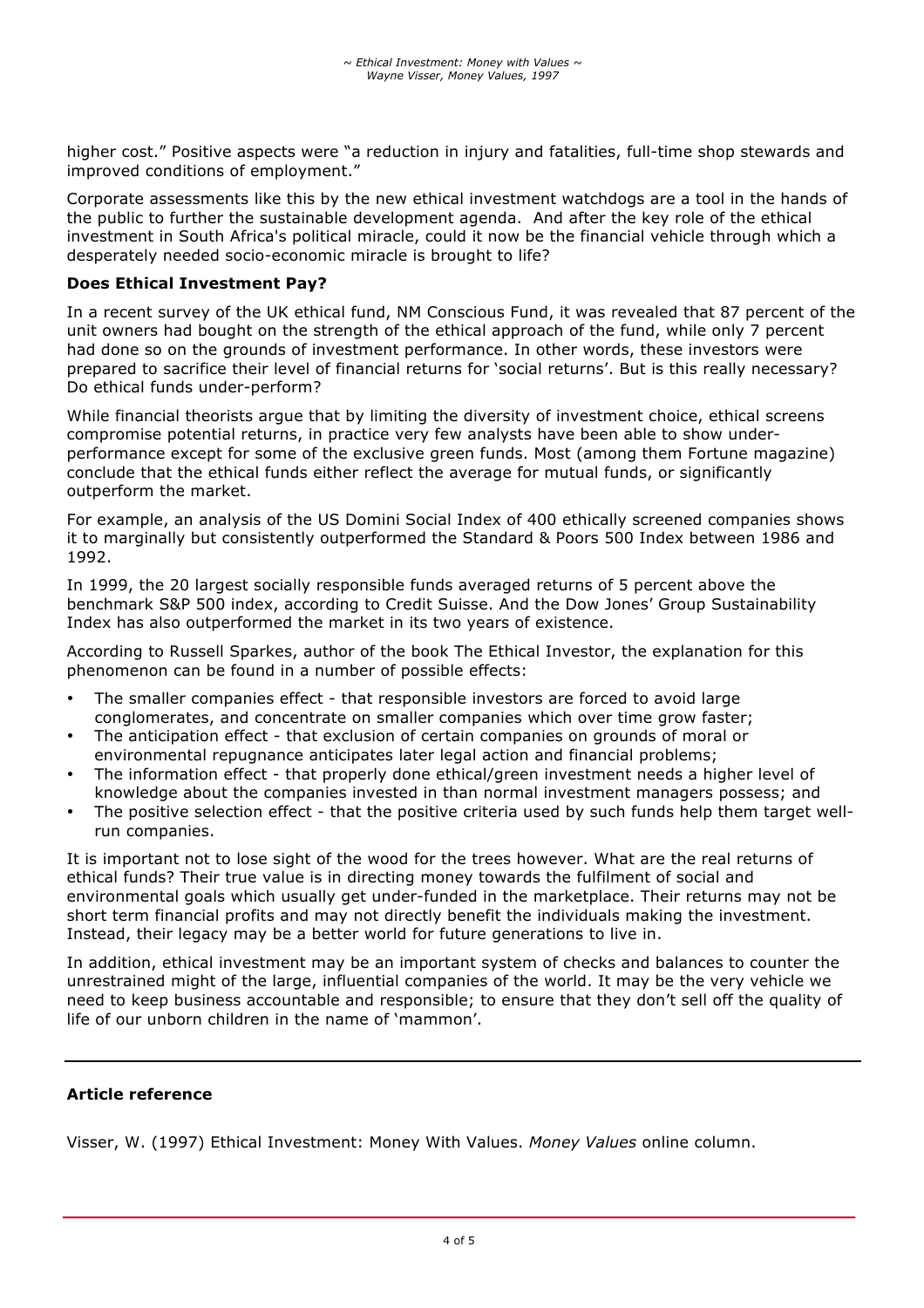higher cost." Positive aspects were "a reduction in injury and fatalities, full-time shop stewards and improved conditions of employment."

Corporate assessments like this by the new ethical investment watchdogs are a tool in the hands of the public to further the sustainable development agenda. And after the key role of the ethical investment in South Africa's political miracle, could it now be the financial vehicle through which a desperately needed socio-economic miracle is brought to life?

**Does Ethical Investment Pay?**

In a recent survey of the UK ethical fund, NM Conscious Fund, it was revealed that 87 percent of the unit owners had bought on the strength of the ethical approach of the fund, while only 7 percent had done so on the grounds of investment performance. In other words, these investors were prepared to sacrifice their level of financial returns for 'social returns'. But is this really necessary? Do ethical funds under-perform?

While financial theorists argue that by limiting the diversity of investment choice, ethical screens compromise potential returns, in practice very few analysts have been able to show under-performance except for some of the exclusive green funds. Most (among them Fortune magazine) conclude that the ethical funds either reflect the average for mutual funds, or significantly outperform the market.

For example, an analysis of the US Domini Social Index of 400 ethically screened companies shows it to marginally but consistently outperformed the Standard & Poors 500 Index between 1986 and 1992.

In 1999, the 20 largest socially responsible funds averaged returns of 5 percent above the benchmark S&P 500 index, according to Credit Suisse. And the Dow Jones' Group Sustainability Index has also outperformed the market in its two years of existence.

According to Russell Sparkes, author of the book The Ethical Investor, the explanation for this phenomenon can be found in a number of possible effects:

- The smaller companies effect - that responsible investors are forced to avoid large conglomerates, and concentrate on smaller companies which over time grow faster;
- The anticipation effect - that exclusion of certain companies on grounds of moral or environmental repugnance anticipates later legal action and financial problems;
- The information effect - that properly done ethical/green investment needs a higher level of knowledge about the companies invested in than normal investment managers possess; and
- The positive selection effect - that the positive criteria used by such funds help them target well-run companies.

It is important not to lose sight of the wood for the trees however. What are the real returns of ethical funds? Their true value is in directing money towards the fulfilment of social and environmental goals which usually get under-funded in the marketplace. Their returns may not be short term financial profits and may not directly benefit the individuals making the investment. Instead, their legacy may be a better world for future generations to live in.

In addition, ethical investment may be an important system of checks and balances to counter the unrestrained might of the large, influential companies of the world. It may be the very vehicle we need to keep business accountable and responsible; to ensure that they don't sell off the quality of life of our unborn children in the name of 'mammon'.

---

**Article reference**

Visser, W. (1997) Ethical Investment: Money With Values. *Money Values* online column.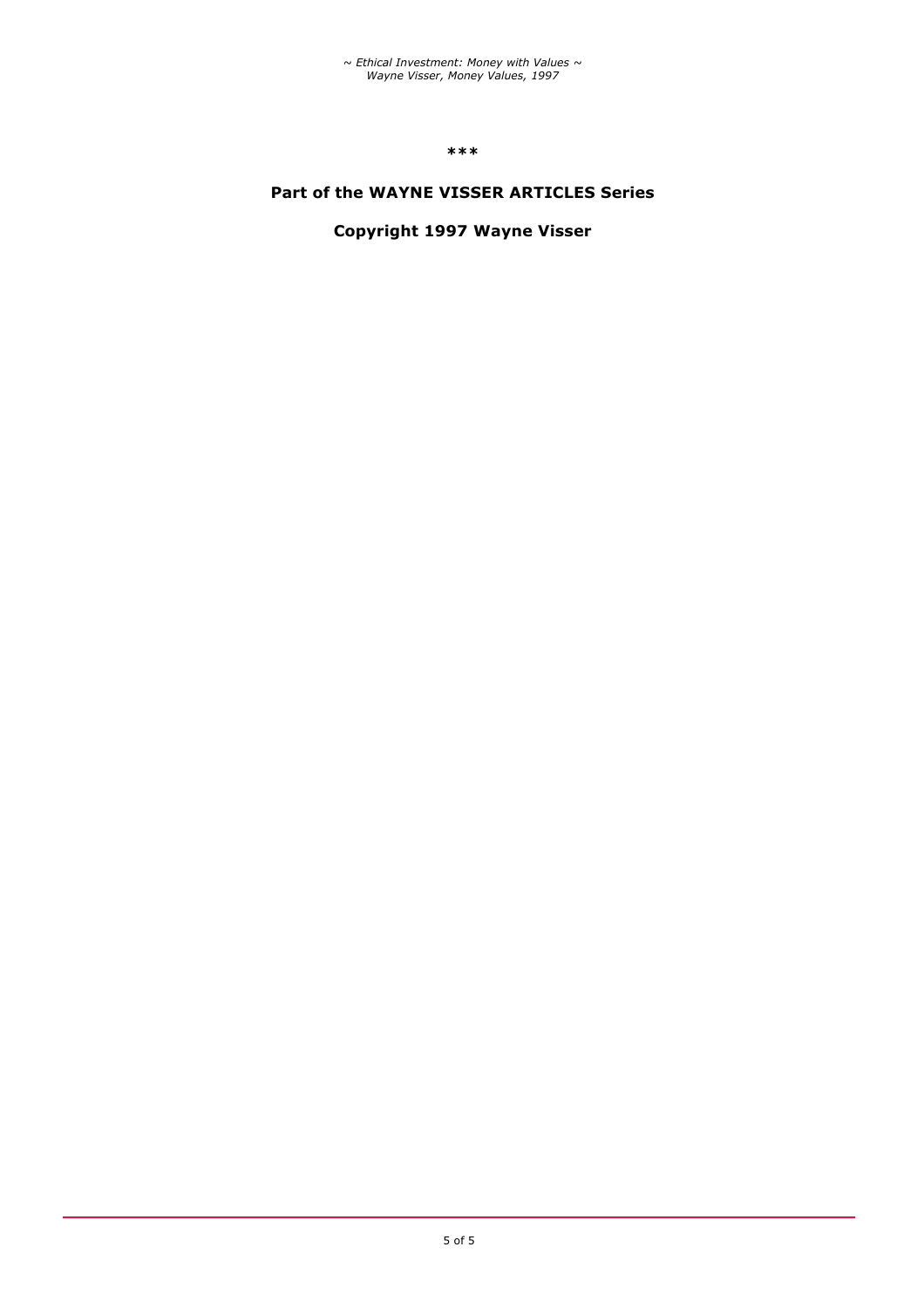\*\*\*

**Part of the WAYNE VISSER ARTICLES Series**

**Copyright 1997 Wayne Visser**